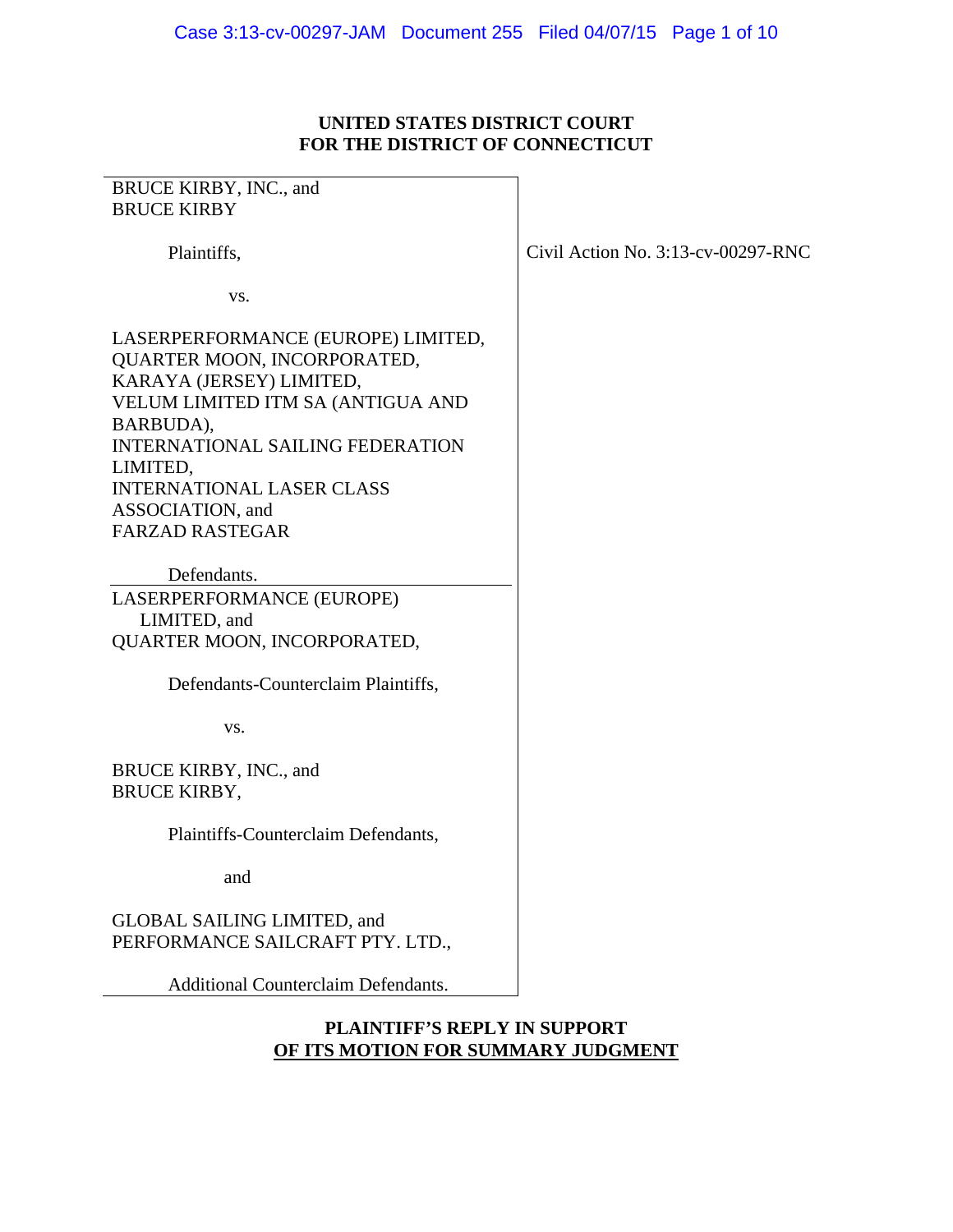**UNITED STATES DISTRICT COURT**
**FOR THE DISTRICT OF CONNECTICUT**

| | |
|---|---|
| BRUCE KIRBY, INC., and<br>BRUCE KIRBY<br><br>Plaintiffs,<br><br>vs.<br><br>LASERPERFORMANCE (EUROPE) LIMITED,<br>QUARTER MOON, INCORPORATED,<br>KARAYA (JERSEY) LIMITED,<br>VELUM LIMITED ITM SA (ANTIGUA AND BARBUDA),<br>INTERNATIONAL SAILING FEDERATION LIMITED,<br>INTERNATIONAL LASER CLASS ASSOCIATION, and<br>FARZAD RASTEGAR<br><br>Defendants. | Civil Action No. 3:13-cv-00297-RNC |
| LASERPERFORMANCE (EUROPE) LIMITED, and<br>QUARTER MOON, INCORPORATED,<br><br>Defendants-Counterclaim Plaintiffs,<br><br>vs.<br><br>BRUCE KIRBY, INC., and<br>BRUCE KIRBY,<br><br>Plaintiffs-Counterclaim Defendants,<br><br>and<br><br>GLOBAL SAILING LIMITED, and<br>PERFORMANCE SAILCRAFT PTY. LTD.,<br><br>Additional Counterclaim Defendants. | |

**PLAINTIFF'S REPLY IN SUPPORT**
**<u>OF ITS MOTION FOR SUMMARY JUDGMENT</u>**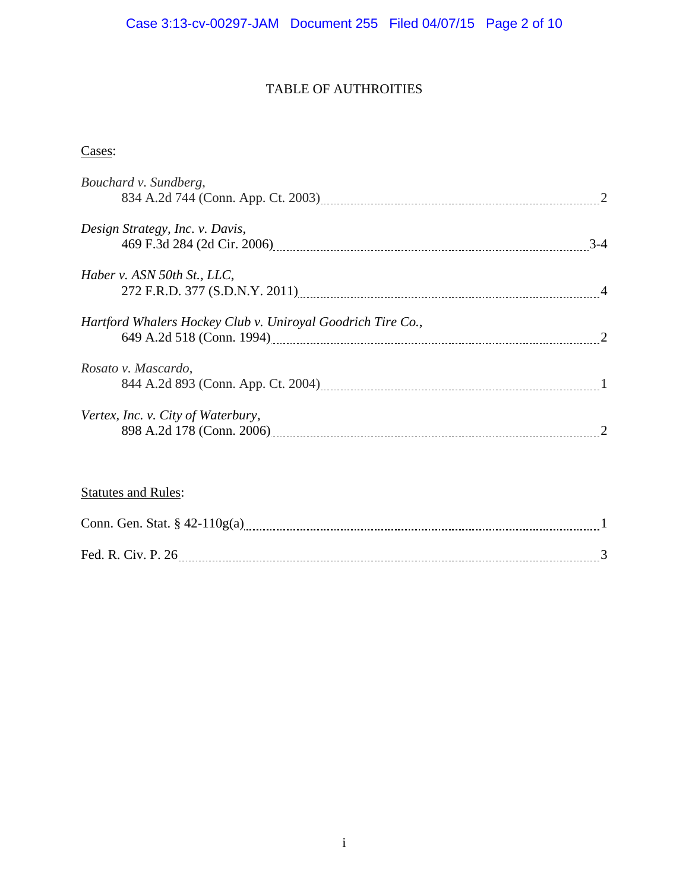# TABLE OF AUTHROITIES

Cases:

*Bouchard v. Sundberg*,
834 A.2d 744 (Conn. App. Ct. 2003) ........ 2

*Design Strategy, Inc. v. Davis*,
469 F.3d 284 (2d Cir. 2006) ........ 3-4

*Haber v. ASN 50th St., LLC*,
272 F.R.D. 377 (S.D.N.Y. 2011) ........ 4

*Hartford Whalers Hockey Club v. Uniroyal Goodrich Tire Co.*,
649 A.2d 518 (Conn. 1994) ........ 2

*Rosato v. Mascardo*,
844 A.2d 893 (Conn. App. Ct. 2004) ........ 1

*Vertex, Inc. v. City of Waterbury*,
898 A.2d 178 (Conn. 2006) ........ 2

Statutes and Rules:

Conn. Gen. Stat. § 42-110g(a) ........ 1

Fed. R. Civ. P. 26 ........ 3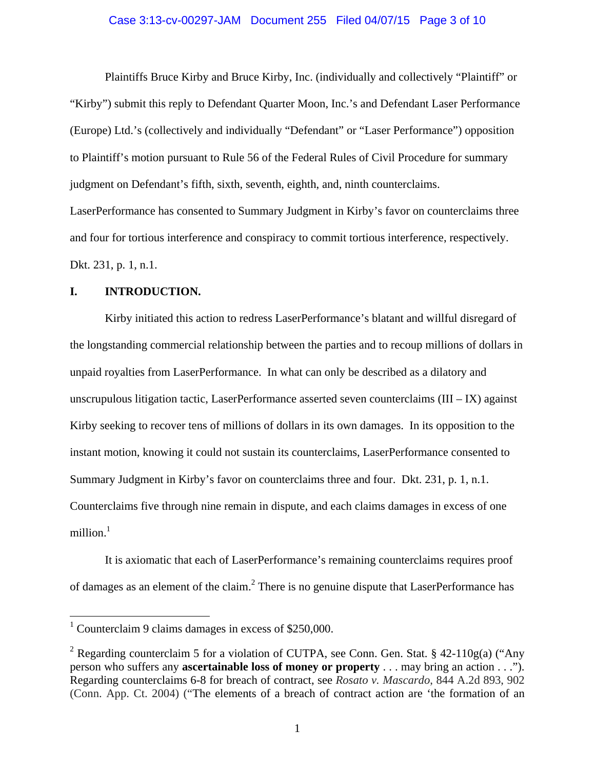Plaintiffs Bruce Kirby and Bruce Kirby, Inc. (individually and collectively "Plaintiff" or "Kirby") submit this reply to Defendant Quarter Moon, Inc.'s and Defendant Laser Performance (Europe) Ltd.'s (collectively and individually "Defendant" or "Laser Performance") opposition to Plaintiff's motion pursuant to Rule 56 of the Federal Rules of Civil Procedure for summary judgment on Defendant's fifth, sixth, seventh, eighth, and, ninth counterclaims. LaserPerformance has consented to Summary Judgment in Kirby's favor on counterclaims three and four for tortious interference and conspiracy to commit tortious interference, respectively. Dkt. 231, p. 1, n.1.

## I. INTRODUCTION.

Kirby initiated this action to redress LaserPerformance's blatant and willful disregard of the longstanding commercial relationship between the parties and to recoup millions of dollars in unpaid royalties from LaserPerformance. In what can only be described as a dilatory and unscrupulous litigation tactic, LaserPerformance asserted seven counterclaims (III – IX) against Kirby seeking to recover tens of millions of dollars in its own damages. In its opposition to the instant motion, knowing it could not sustain its counterclaims, LaserPerformance consented to Summary Judgment in Kirby's favor on counterclaims three and four. Dkt. 231, p. 1, n.1. Counterclaims five through nine remain in dispute, and each claims damages in excess of one million.[1]

It is axiomatic that each of LaserPerformance's remaining counterclaims requires proof of damages as an element of the claim.[2] There is no genuine dispute that LaserPerformance has

---

[1] Counterclaim 9 claims damages in excess of $250,000.

[2] Regarding counterclaim 5 for a violation of CUTPA, see Conn. Gen. Stat. § 42-110g(a) ("Any person who suffers any **ascertainable loss of money or property** . . . may bring an action . . ."). Regarding counterclaims 6-8 for breach of contract, see *Rosato v. Mascardo*, 844 A.2d 893, 902 (Conn. App. Ct. 2004) ("The elements of a breach of contract action are 'the formation of an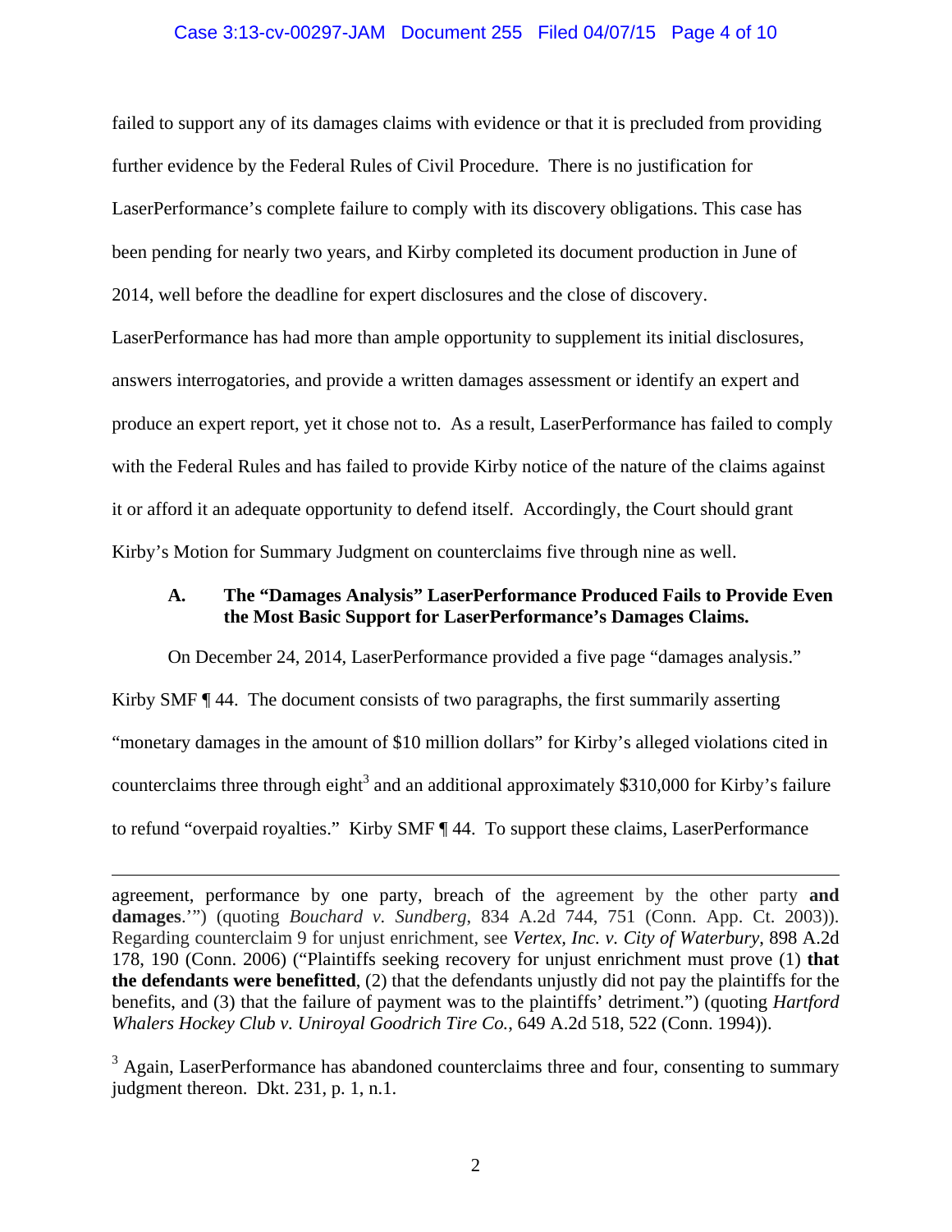failed to support any of its damages claims with evidence or that it is precluded from providing further evidence by the Federal Rules of Civil Procedure. There is no justification for LaserPerformance's complete failure to comply with its discovery obligations. This case has been pending for nearly two years, and Kirby completed its document production in June of 2014, well before the deadline for expert disclosures and the close of discovery. LaserPerformance has had more than ample opportunity to supplement its initial disclosures, answers interrogatories, and provide a written damages assessment or identify an expert and produce an expert report, yet it chose not to. As a result, LaserPerformance has failed to comply with the Federal Rules and has failed to provide Kirby notice of the nature of the claims against it or afford it an adequate opportunity to defend itself. Accordingly, the Court should grant Kirby's Motion for Summary Judgment on counterclaims five through nine as well.

### A. The "Damages Analysis" LaserPerformance Produced Fails to Provide Even the Most Basic Support for LaserPerformance's Damages Claims.

On December 24, 2014, LaserPerformance provided a five page "damages analysis." Kirby SMF ¶ 44. The document consists of two paragraphs, the first summarily asserting "monetary damages in the amount of $10 million dollars" for Kirby's alleged violations cited in counterclaims three through eight[3] and an additional approximately $310,000 for Kirby's failure to refund "overpaid royalties." Kirby SMF ¶ 44. To support these claims, LaserPerformance

---

agreement, performance by one party, breach of the agreement by the other party **and damages**.'") (quoting *Bouchard v. Sundberg*, 834 A.2d 744, 751 (Conn. App. Ct. 2003)). Regarding counterclaim 9 for unjust enrichment, see *Vertex, Inc. v. City of Waterbury*, 898 A.2d 178, 190 (Conn. 2006) ("Plaintiffs seeking recovery for unjust enrichment must prove (1) **that the defendants were benefitted**, (2) that the defendants unjustly did not pay the plaintiffs for the benefits, and (3) that the failure of payment was to the plaintiffs' detriment.") (quoting *Hartford Whalers Hockey Club v. Uniroyal Goodrich Tire Co.*, 649 A.2d 518, 522 (Conn. 1994)).

[3] Again, LaserPerformance has abandoned counterclaims three and four, consenting to summary judgment thereon. Dkt. 231, p. 1, n.1.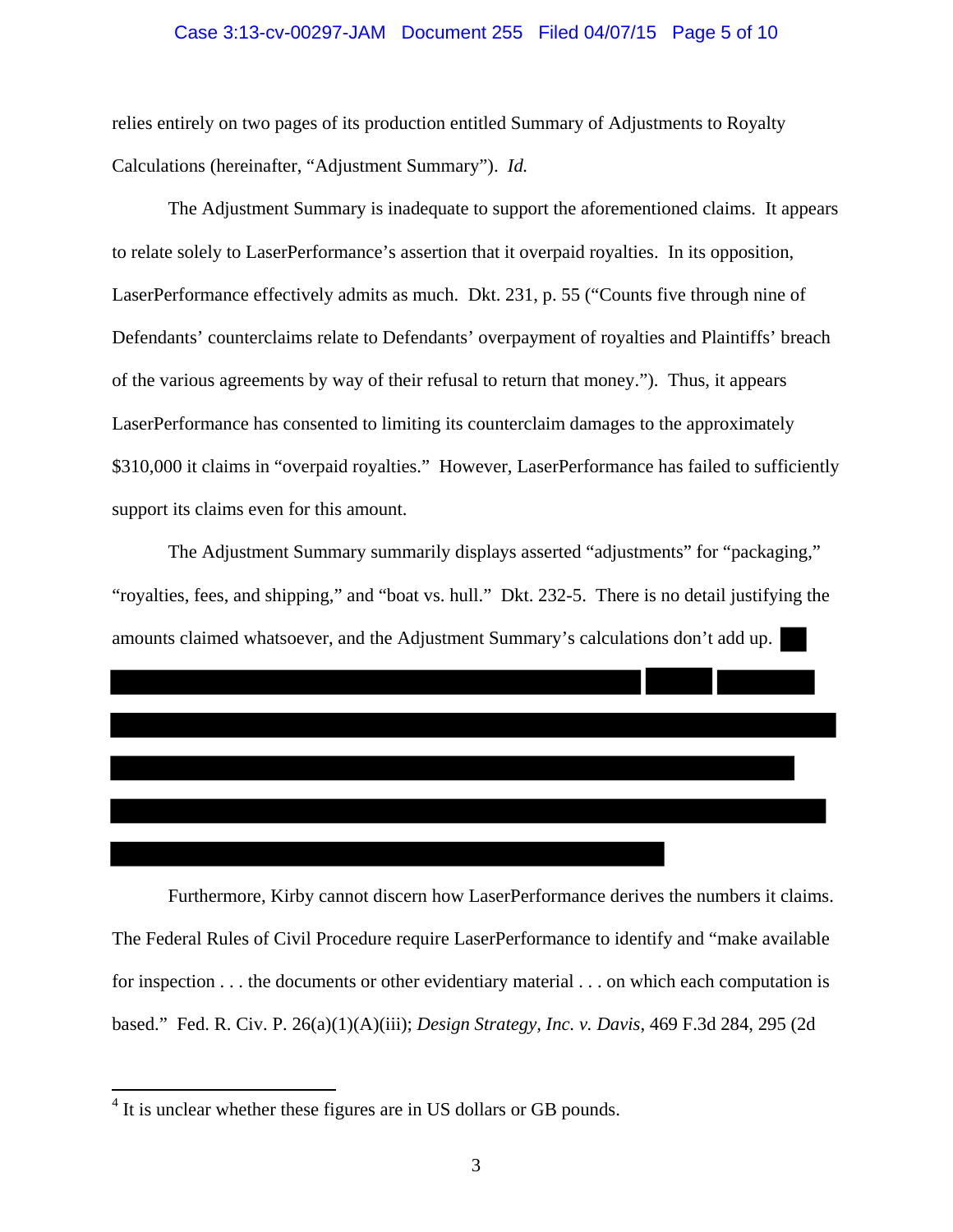relies entirely on two pages of its production entitled Summary of Adjustments to Royalty Calculations (hereinafter, "Adjustment Summary"). *Id.*

The Adjustment Summary is inadequate to support the aforementioned claims. It appears to relate solely to LaserPerformance's assertion that it overpaid royalties. In its opposition, LaserPerformance effectively admits as much. Dkt. 231, p. 55 ("Counts five through nine of Defendants' counterclaims relate to Defendants' overpayment of royalties and Plaintiffs' breach of the various agreements by way of their refusal to return that money."). Thus, it appears LaserPerformance has consented to limiting its counterclaim damages to the approximately $310,000 it claims in "overpaid royalties." However, LaserPerformance has failed to sufficiently support its claims even for this amount.

The Adjustment Summary summarily displays asserted "adjustments" for "packaging," "royalties, fees, and shipping," and "boat vs. hull." Dkt. 232-5. There is no detail justifying the amounts claimed whatsoever, and the Adjustment Summary's calculations don't add up. [REDACTED]

Furthermore, Kirby cannot discern how LaserPerformance derives the numbers it claims. The Federal Rules of Civil Procedure require LaserPerformance to identify and "make available for inspection . . . the documents or other evidentiary material . . . on which each computation is based." Fed. R. Civ. P. 26(a)(1)(A)(iii); *Design Strategy, Inc. v. Davis*, 469 F.3d 284, 295 (2d

---

[4] It is unclear whether these figures are in US dollars or GB pounds.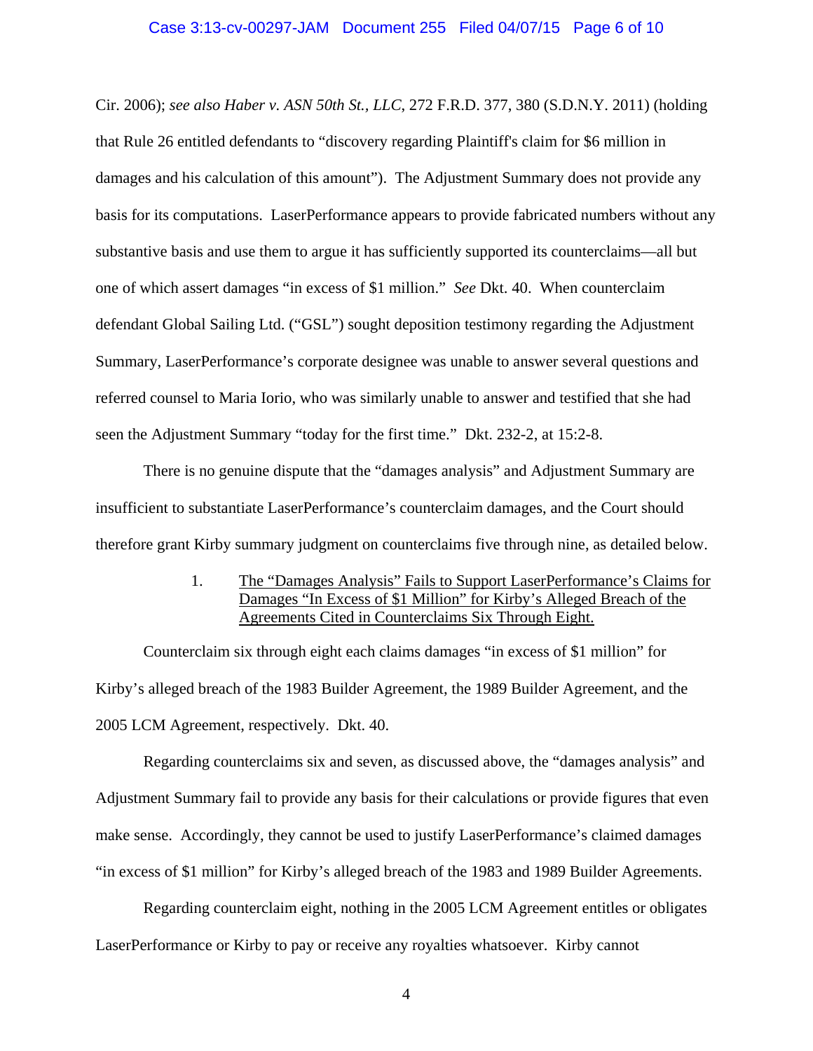Cir. 2006); *see also Haber v. ASN 50th St., LLC*, 272 F.R.D. 377, 380 (S.D.N.Y. 2011) (holding that Rule 26 entitled defendants to "discovery regarding Plaintiff's claim for $6 million in damages and his calculation of this amount"). The Adjustment Summary does not provide any basis for its computations. LaserPerformance appears to provide fabricated numbers without any substantive basis and use them to argue it has sufficiently supported its counterclaims—all but one of which assert damages "in excess of $1 million." *See* Dkt. 40. When counterclaim defendant Global Sailing Ltd. ("GSL") sought deposition testimony regarding the Adjustment Summary, LaserPerformance's corporate designee was unable to answer several questions and referred counsel to Maria Iorio, who was similarly unable to answer and testified that she had seen the Adjustment Summary "today for the first time." Dkt. 232-2, at 15:2-8.

There is no genuine dispute that the "damages analysis" and Adjustment Summary are insufficient to substantiate LaserPerformance's counterclaim damages, and the Court should therefore grant Kirby summary judgment on counterclaims five through nine, as detailed below.

1. <u>The "Damages Analysis" Fails to Support LaserPerformance's Claims for Damages "In Excess of $1 Million" for Kirby's Alleged Breach of the Agreements Cited in Counterclaims Six Through Eight.</u>

Counterclaim six through eight each claims damages "in excess of $1 million" for Kirby's alleged breach of the 1983 Builder Agreement, the 1989 Builder Agreement, and the 2005 LCM Agreement, respectively. Dkt. 40.

Regarding counterclaims six and seven, as discussed above, the "damages analysis" and Adjustment Summary fail to provide any basis for their calculations or provide figures that even make sense. Accordingly, they cannot be used to justify LaserPerformance's claimed damages "in excess of $1 million" for Kirby's alleged breach of the 1983 and 1989 Builder Agreements.

Regarding counterclaim eight, nothing in the 2005 LCM Agreement entitles or obligates LaserPerformance or Kirby to pay or receive any royalties whatsoever. Kirby cannot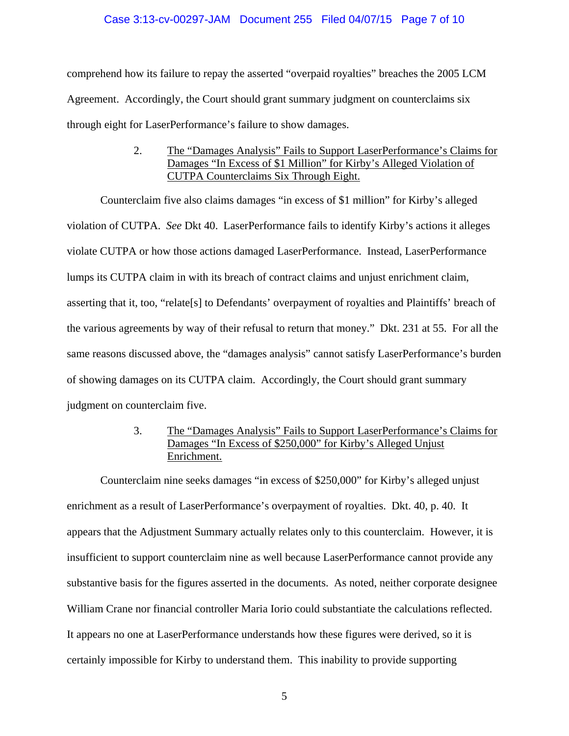comprehend how its failure to repay the asserted "overpaid royalties" breaches the 2005 LCM Agreement. Accordingly, the Court should grant summary judgment on counterclaims six through eight for LaserPerformance's failure to show damages.

2. <u>The "Damages Analysis" Fails to Support LaserPerformance's Claims for Damages "In Excess of $1 Million" for Kirby's Alleged Violation of CUTPA Counterclaims Six Through Eight.</u>

Counterclaim five also claims damages "in excess of $1 million" for Kirby's alleged violation of CUTPA. *See* Dkt 40. LaserPerformance fails to identify Kirby's actions it alleges violate CUTPA or how those actions damaged LaserPerformance. Instead, LaserPerformance lumps its CUTPA claim in with its breach of contract claims and unjust enrichment claim, asserting that it, too, "relate[s] to Defendants' overpayment of royalties and Plaintiffs' breach of the various agreements by way of their refusal to return that money." Dkt. 231 at 55. For all the same reasons discussed above, the "damages analysis" cannot satisfy LaserPerformance's burden of showing damages on its CUTPA claim. Accordingly, the Court should grant summary judgment on counterclaim five.

3. <u>The "Damages Analysis" Fails to Support LaserPerformance's Claims for Damages "In Excess of $250,000" for Kirby's Alleged Unjust Enrichment.</u>

Counterclaim nine seeks damages "in excess of $250,000" for Kirby's alleged unjust enrichment as a result of LaserPerformance's overpayment of royalties. Dkt. 40, p. 40. It appears that the Adjustment Summary actually relates only to this counterclaim. However, it is insufficient to support counterclaim nine as well because LaserPerformance cannot provide any substantive basis for the figures asserted in the documents. As noted, neither corporate designee William Crane nor financial controller Maria Iorio could substantiate the calculations reflected. It appears no one at LaserPerformance understands how these figures were derived, so it is certainly impossible for Kirby to understand them. This inability to provide supporting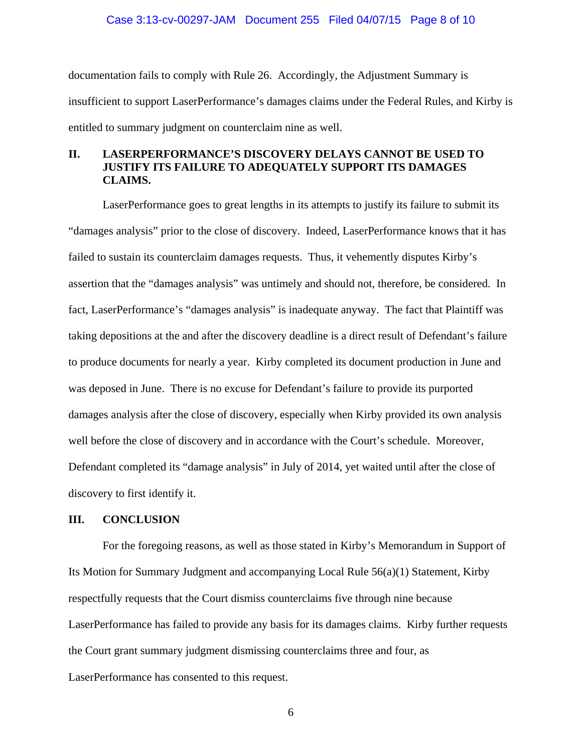documentation fails to comply with Rule 26. Accordingly, the Adjustment Summary is insufficient to support LaserPerformance's damages claims under the Federal Rules, and Kirby is entitled to summary judgment on counterclaim nine as well.

## II. LASERPERFORMANCE'S DISCOVERY DELAYS CANNOT BE USED TO JUSTIFY ITS FAILURE TO ADEQUATELY SUPPORT ITS DAMAGES CLAIMS.

LaserPerformance goes to great lengths in its attempts to justify its failure to submit its "damages analysis" prior to the close of discovery. Indeed, LaserPerformance knows that it has failed to sustain its counterclaim damages requests. Thus, it vehemently disputes Kirby's assertion that the "damages analysis" was untimely and should not, therefore, be considered. In fact, LaserPerformance's "damages analysis" is inadequate anyway. The fact that Plaintiff was taking depositions at the and after the discovery deadline is a direct result of Defendant's failure to produce documents for nearly a year. Kirby completed its document production in June and was deposed in June. There is no excuse for Defendant's failure to provide its purported damages analysis after the close of discovery, especially when Kirby provided its own analysis well before the close of discovery and in accordance with the Court's schedule. Moreover, Defendant completed its "damage analysis" in July of 2014, yet waited until after the close of discovery to first identify it.

## III. CONCLUSION

For the foregoing reasons, as well as those stated in Kirby's Memorandum in Support of Its Motion for Summary Judgment and accompanying Local Rule 56(a)(1) Statement, Kirby respectfully requests that the Court dismiss counterclaims five through nine because LaserPerformance has failed to provide any basis for its damages claims. Kirby further requests the Court grant summary judgment dismissing counterclaims three and four, as LaserPerformance has consented to this request.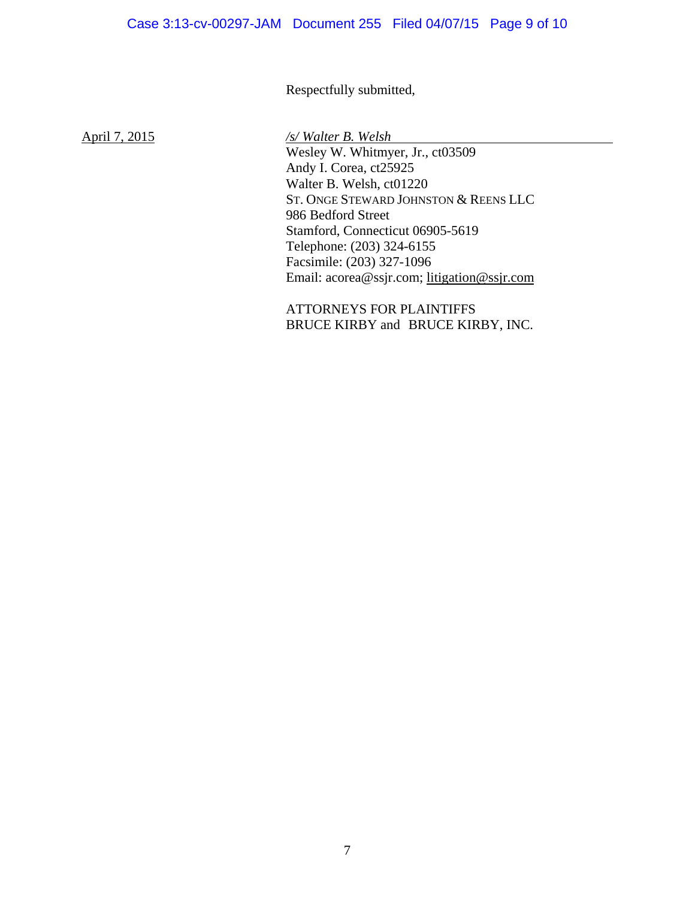Respectfully submitted,

April 7, 2015

*/s/ Walter B. Welsh*
Wesley W. Whitmyer, Jr., ct03509
Andy I. Corea, ct25925
Walter B. Welsh, ct01220
ST. ONGE STEWARD JOHNSTON & REENS LLC
986 Bedford Street
Stamford, Connecticut 06905-5619
Telephone: (203) 324-6155
Facsimile: (203) 327-1096
Email: acorea@ssjr.com; litigation@ssjr.com

ATTORNEYS FOR PLAINTIFFS
BRUCE KIRBY and BRUCE KIRBY, INC.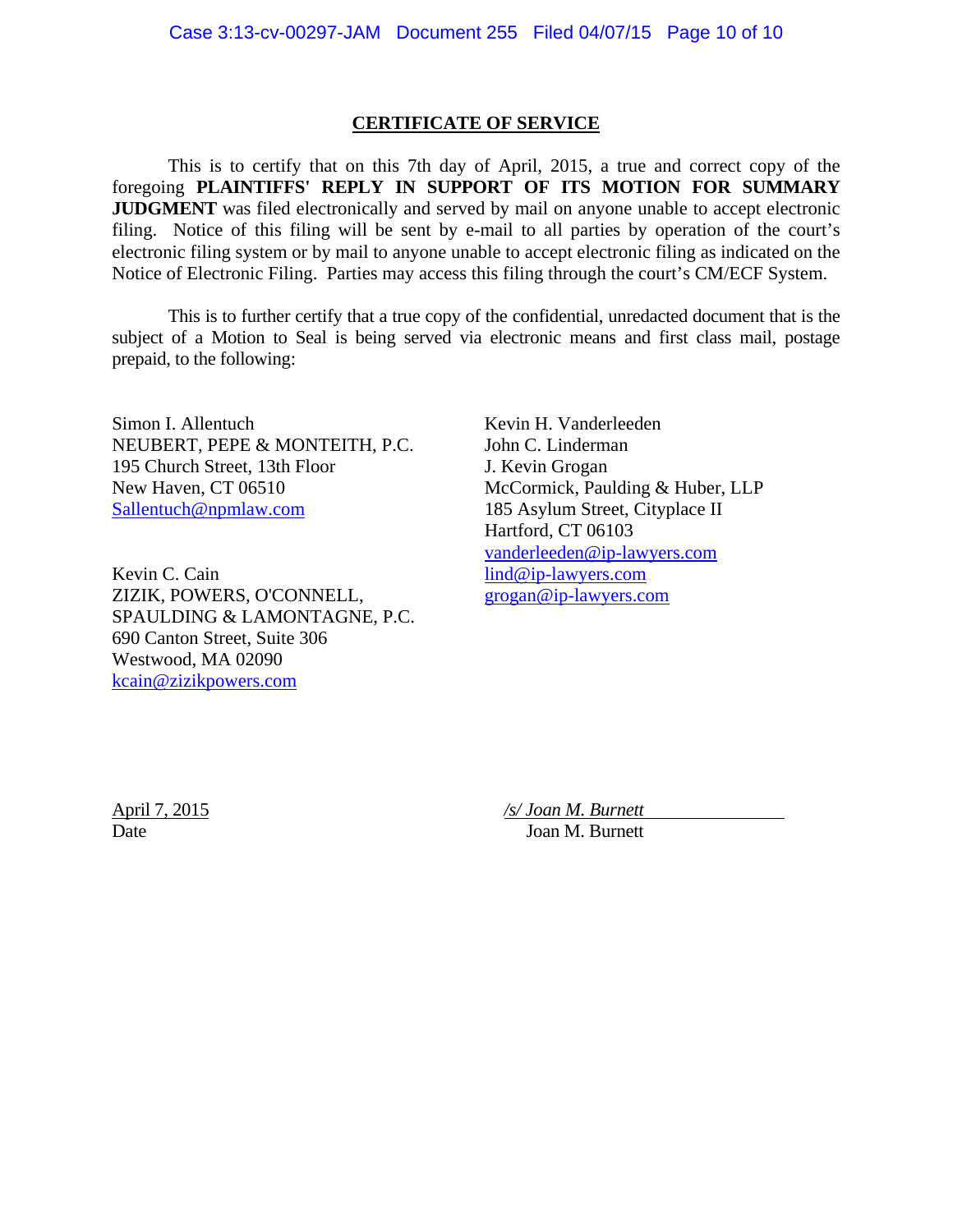## CERTIFICATE OF SERVICE

This is to certify that on this 7th day of April, 2015, a true and correct copy of the foregoing **PLAINTIFFS' REPLY IN SUPPORT OF ITS MOTION FOR SUMMARY JUDGMENT** was filed electronically and served by mail on anyone unable to accept electronic filing. Notice of this filing will be sent by e-mail to all parties by operation of the court's electronic filing system or by mail to anyone unable to accept electronic filing as indicated on the Notice of Electronic Filing. Parties may access this filing through the court's CM/ECF System.

This is to further certify that a true copy of the confidential, unredacted document that is the subject of a Motion to Seal is being served via electronic means and first class mail, postage prepaid, to the following:

Simon I. Allentuch
NEUBERT, PEPE & MONTEITH, P.C.
195 Church Street, 13th Floor
New Haven, CT 06510
Sallentuch@npmlaw.com

Kevin C. Cain
ZIZIK, POWERS, O'CONNELL,
SPAULDING & LAMONTAGNE, P.C.
690 Canton Street, Suite 306
Westwood, MA 02090
kcain@zizikpowers.com

Kevin H. Vanderleeden
John C. Linderman
J. Kevin Grogan
McCormick, Paulding & Huber, LLP
185 Asylum Street, Cityplace II
Hartford, CT 06103
vanderleeden@ip-lawyers.com
lind@ip-lawyers.com
grogan@ip-lawyers.com

April 7, 2015
Date

*/s/ Joan M. Burnett*
Joan M. Burnett